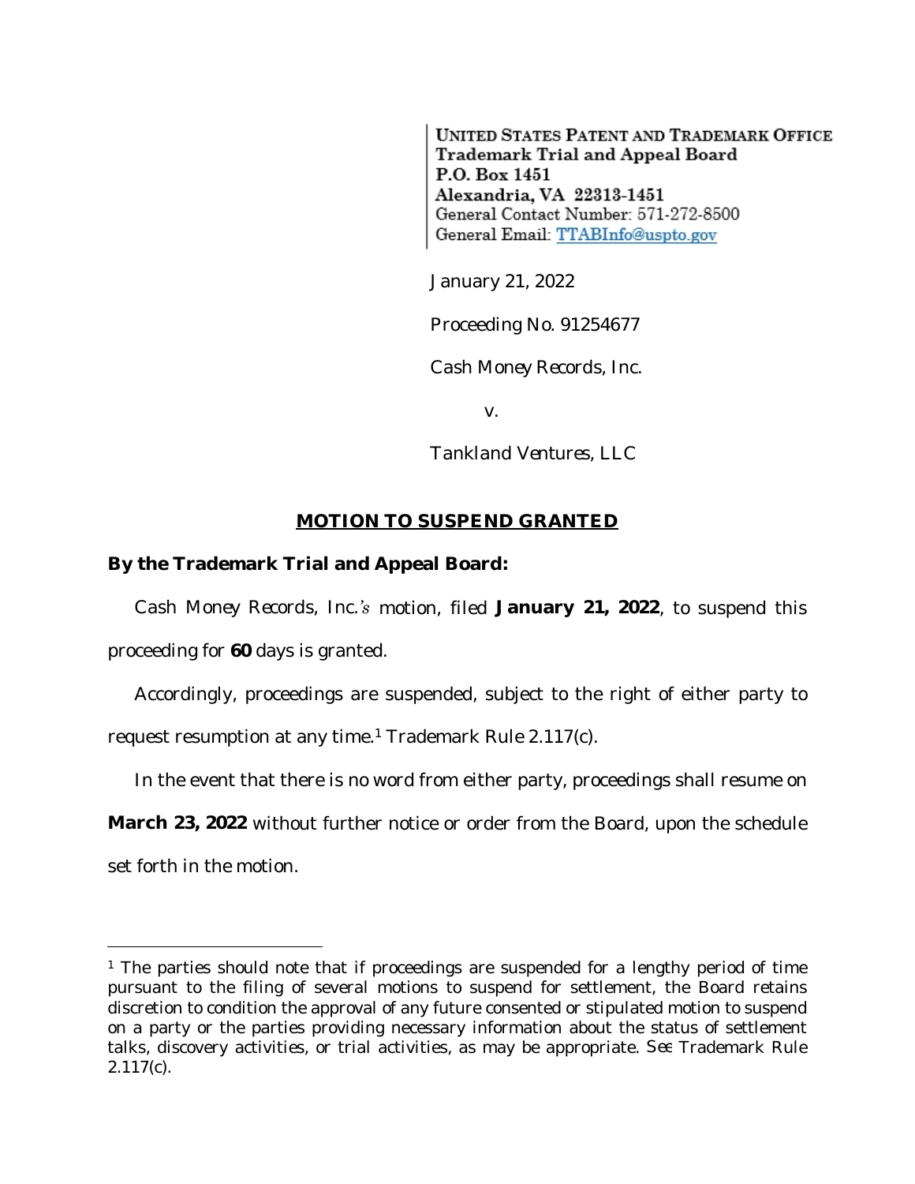UNITED STATES PATENT AND TRADEMARK OFFICE
**Trademark Trial and Appeal Board**
**P.O. Box 1451**
**Alexandria, VA 22313-1451**
General Contact Number: 571-272-8500
General Email: TTABInfo@uspto.gov

January 21, 2022

Proceeding No. 91254677

*Cash Money Records, Inc.*

v.

*Tankland Ventures, LLC*

## MOTION TO SUSPEND GRANTED

**By the Trademark Trial and Appeal Board:**

Cash Money Records, Inc.'s motion, filed **January 21, 2022**, to suspend this proceeding for **60** days is granted.

Accordingly, proceedings are suspended, subject to the right of either party to request resumption at any time.[1] Trademark Rule 2.117(c).

In the event that there is no word from either party, proceedings shall resume on **March 23, 2022** without further notice or order from the Board, upon the schedule set forth in the motion.

---

[1] The parties should note that if proceedings are suspended for a lengthy period of time pursuant to the filing of several motions to suspend for settlement, the Board retains discretion to condition the approval of any future consented or stipulated motion to suspend on a party or the parties providing necessary information about the status of settlement talks, discovery activities, or trial activities, as may be appropriate. *See* Trademark Rule 2.117(c).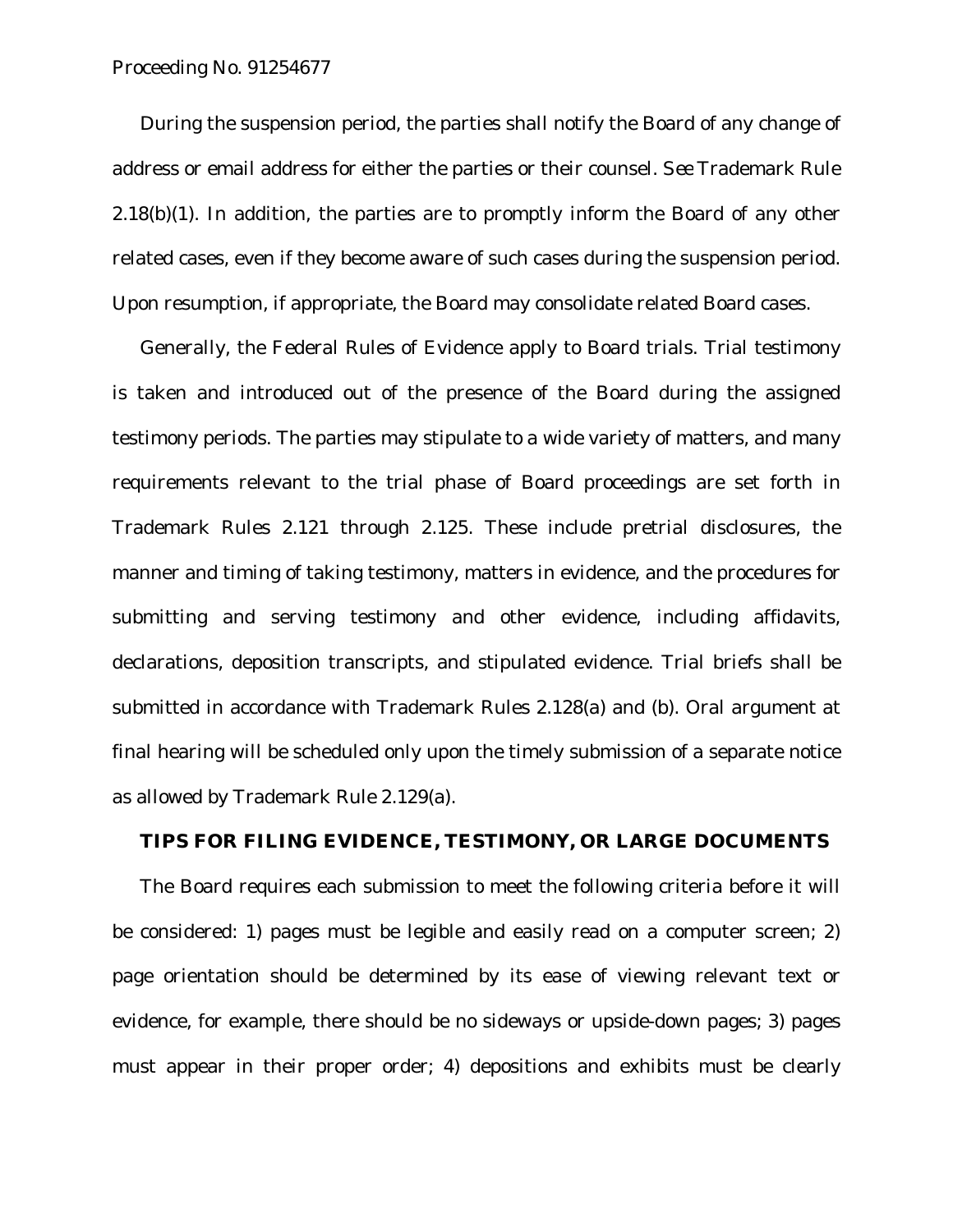During the suspension period, the parties shall notify the Board of any change of address or email address for either the parties or their counsel. *See* Trademark Rule 2.18(b)(1). In addition, the parties are to promptly inform the Board of any other related cases, even if they become aware of such cases during the suspension period. Upon resumption, if appropriate, the Board may consolidate related Board cases.

Generally, the Federal Rules of Evidence apply to Board trials. Trial testimony is taken and introduced out of the presence of the Board during the assigned testimony periods. The parties may stipulate to a wide variety of matters, and many requirements relevant to the trial phase of Board proceedings are set forth in Trademark Rules 2.121 through 2.125. These include pretrial disclosures, the manner and timing of taking testimony, matters in evidence, and the procedures for submitting and serving testimony and other evidence, including affidavits, declarations, deposition transcripts, and stipulated evidence. Trial briefs shall be submitted in accordance with Trademark Rules 2.128(a) and (b). Oral argument at final hearing will be scheduled only upon the timely submission of a separate notice as allowed by Trademark Rule 2.129(a).

## TIPS FOR FILING EVIDENCE, TESTIMONY, OR LARGE DOCUMENTS

The Board requires each submission to meet the following criteria before it will be considered: 1) pages must be legible and easily read on a computer screen; 2) page orientation should be determined by its ease of viewing relevant text or evidence, for example, there should be no sideways or upside-down pages; 3) pages must appear in their proper order; 4) depositions and exhibits must be clearly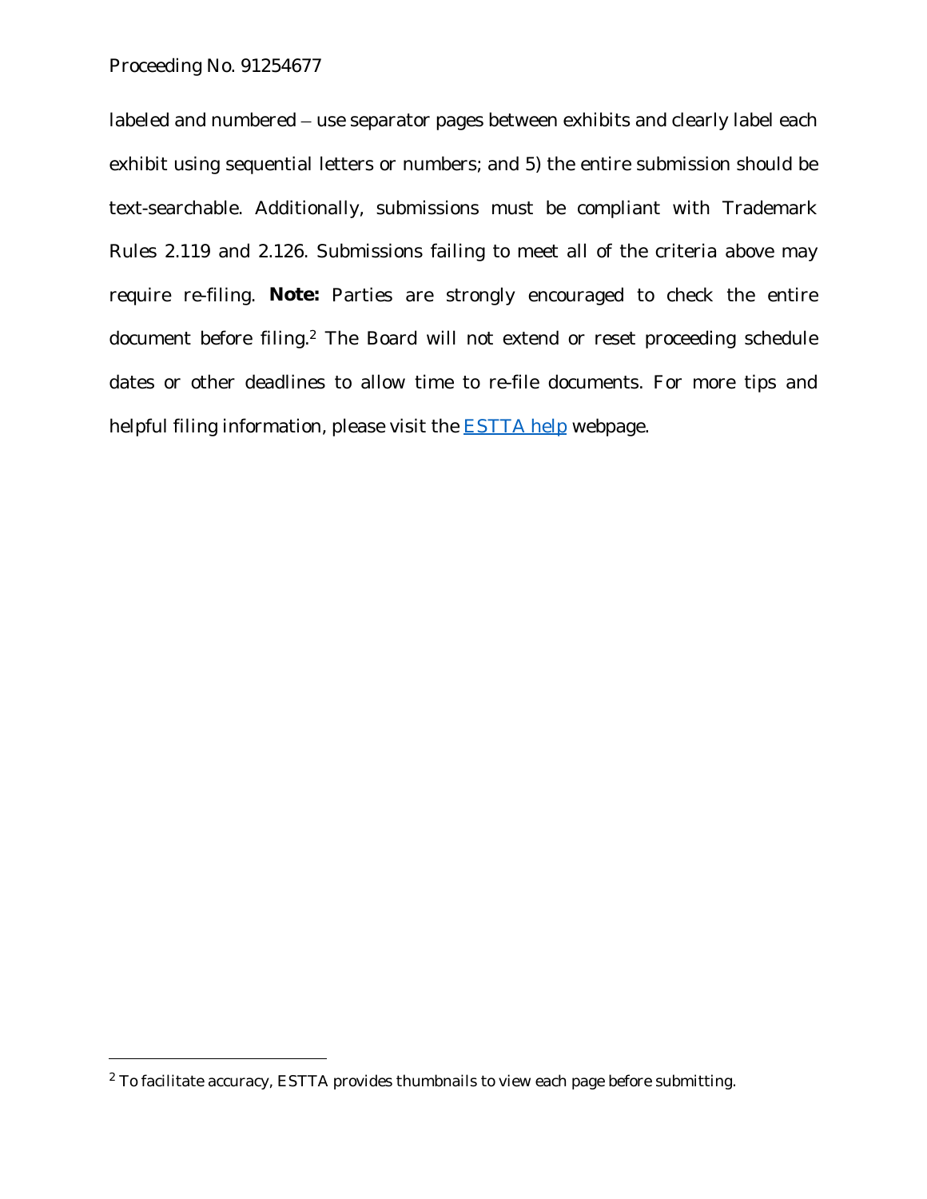labeled and numbered – use separator pages between exhibits and clearly label each exhibit using sequential letters or numbers; and 5) the entire submission should be text-searchable. Additionally, submissions must be compliant with Trademark Rules 2.119 and 2.126. Submissions failing to meet all of the criteria above may require re-filing. **Note:** Parties are strongly encouraged to check the entire document before filing.[2] The Board will not extend or reset proceeding schedule dates or other deadlines to allow time to re-file documents. For more tips and helpful filing information, please visit the ESTTA help webpage.

---

[2] To facilitate accuracy, ESTTA provides thumbnails to view each page before submitting.